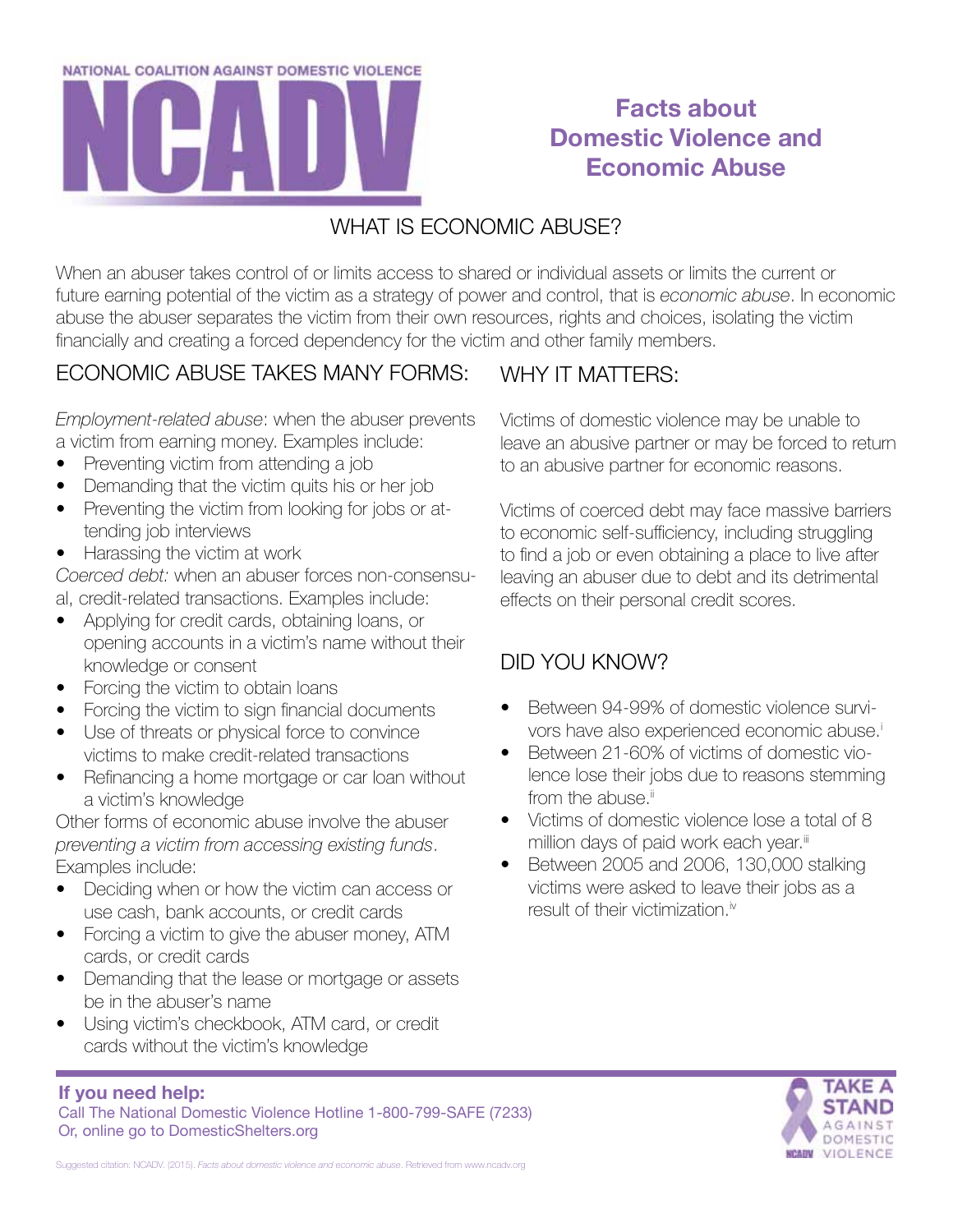NATIONAL COALITION AGAINST DOMESTIC VIOLENCE

NCADV

# Facts about Domestic Violence and Economic Abuse

## WHAT IS ECONOMIC ABUSE?

When an abuser takes control of or limits access to shared or individual assets or limits the current or future earning potential of the victim as a strategy of power and control, that is *economic abuse*. In economic abuse the abuser separates the victim from their own resources, rights and choices, isolating the victim financially and creating a forced dependency for the victim and other family members.

## ECONOMIC ABUSE TAKES MANY FORMS:

*Employment-related abuse*: when the abuser prevents a victim from earning money. Examples include:

- Preventing victim from attending a job
- Demanding that the victim quits his or her job
- Preventing the victim from looking for jobs or attending job interviews
- Harassing the victim at work

*Coerced debt:* when an abuser forces non-consensual, credit-related transactions. Examples include:

- Applying for credit cards, obtaining loans, or opening accounts in a victim's name without their knowledge or consent
- Forcing the victim to obtain loans
- Forcing the victim to sign financial documents
- Use of threats or physical force to convince victims to make credit-related transactions
- Refinancing a home mortgage or car loan without a victim's knowledge

Other forms of economic abuse involve the abuser *preventing a victim from accessing existing funds*. Examples include:

- Deciding when or how the victim can access or use cash, bank accounts, or credit cards
- Forcing a victim to give the abuser money, ATM cards, or credit cards
- Demanding that the lease or mortgage or assets be in the abuser's name
- Using victim's checkbook, ATM card, or credit cards without the victim's knowledge

## WHY IT MATTERS:

Victims of domestic violence may be unable to leave an abusive partner or may be forced to return to an abusive partner for economic reasons.

Victims of coerced debt may face massive barriers to economic self-sufficiency, including struggling to find a job or even obtaining a place to live after leaving an abuser due to debt and its detrimental effects on their personal credit scores.

## DID YOU KNOW?

- Between 94-99% of domestic violence survivors have also experienced economic abuse.[i]
- Between 21-60% of victims of domestic violence lose their jobs due to reasons stemming from the abuse.[ii]
- Victims of domestic violence lose a total of 8 million days of paid work each year.[iii]
- Between 2005 and 2006, 130,000 stalking victims were asked to leave their jobs as a result of their victimization.[iv]

**If you need help:**

Call The National Domestic Violence Hotline 1-800-799-SAFE (7233)
Or, online go to DomesticShelters.org

TAKE A STAND AGAINST DOMESTIC VIOLENCE

Suggested citation: NCADV. (2015). *Facts about domestic violence and economic abuse*. Retrieved from www.ncadv.org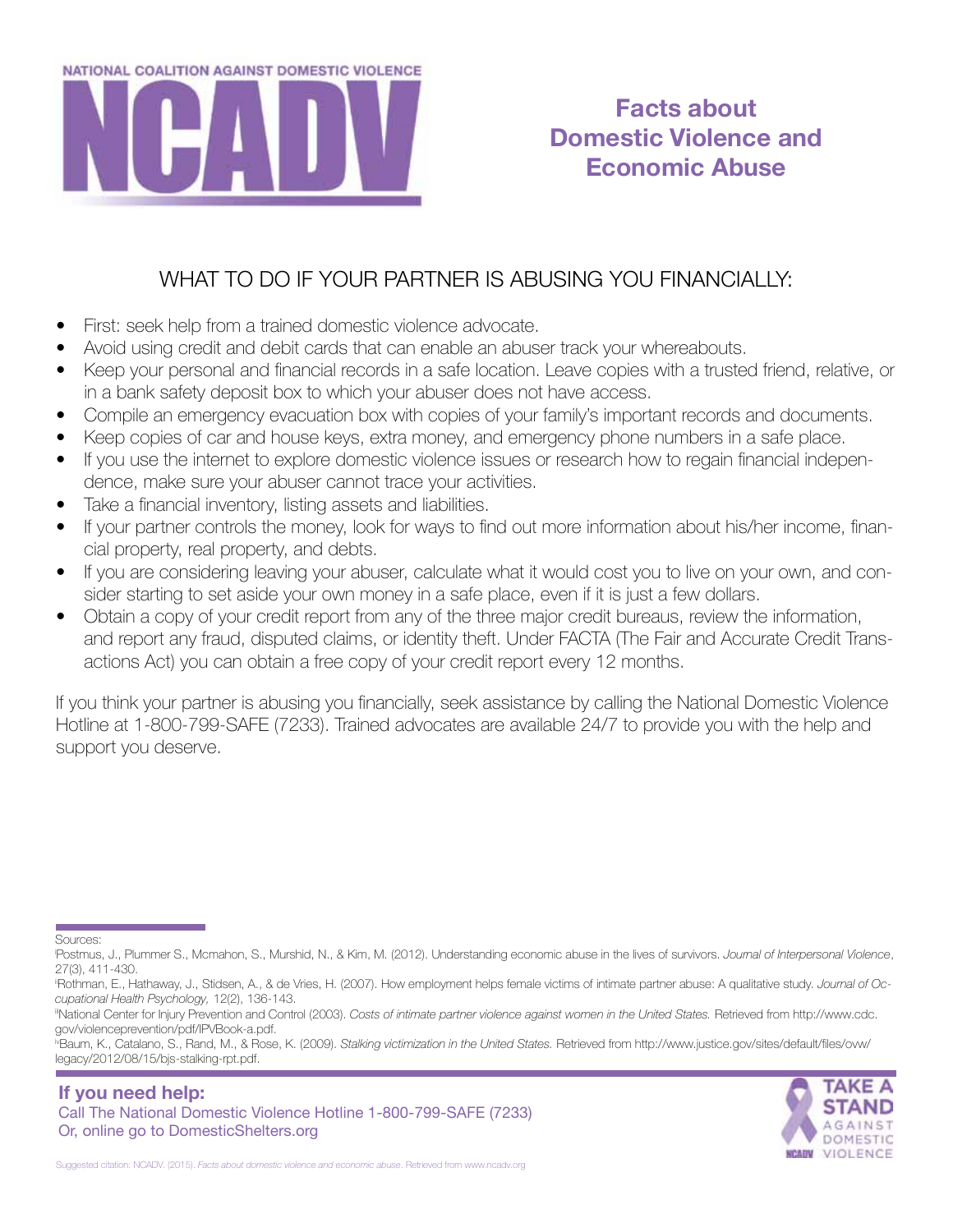NATIONAL COALITION AGAINST DOMESTIC VIOLENCE

# NCADV

## Facts about Domestic Violence and Economic Abuse

### WHAT TO DO IF YOUR PARTNER IS ABUSING YOU FINANCIALLY:

- First: seek help from a trained domestic violence advocate.
- Avoid using credit and debit cards that can enable an abuser track your whereabouts.
- Keep your personal and financial records in a safe location. Leave copies with a trusted friend, relative, or in a bank safety deposit box to which your abuser does not have access.
- Compile an emergency evacuation box with copies of your family's important records and documents.
- Keep copies of car and house keys, extra money, and emergency phone numbers in a safe place.
- If you use the internet to explore domestic violence issues or research how to regain financial independence, make sure your abuser cannot trace your activities.
- Take a financial inventory, listing assets and liabilities.
- If your partner controls the money, look for ways to find out more information about his/her income, financial property, real property, and debts.
- If you are considering leaving your abuser, calculate what it would cost you to live on your own, and consider starting to set aside your own money in a safe place, even if it is just a few dollars.
- Obtain a copy of your credit report from any of the three major credit bureaus, review the information, and report any fraud, disputed claims, or identity theft. Under FACTA (The Fair and Accurate Credit Transactions Act) you can obtain a free copy of your credit report every 12 months.

If you think your partner is abusing you financially, seek assistance by calling the National Domestic Violence Hotline at 1-800-799-SAFE (7233). Trained advocates are available 24/7 to provide you with the help and support you deserve.

Sources:

[i] Postmus, J., Plummer S., Mcmahon, S., Murshid, N., & Kim, M. (2012). Understanding economic abuse in the lives of survivors. *Journal of Interpersonal Violence*, 27(3), 411-430.

[ii] Rothman, E., Hathaway, J., Stidsen, A., & de Vries, H. (2007). How employment helps female victims of intimate partner abuse: A qualitative study. *Journal of Occupational Health Psychology,* 12(2), 136-143.

[iii] National Center for Injury Prevention and Control (2003). *Costs of intimate partner violence against women in the United States.* Retrieved from http://www.cdc.gov/violenceprevention/pdf/IPVBook-a.pdf.

[iv] Baum, K., Catalano, S., Rand, M., & Rose, K. (2009). *Stalking victimization in the United States.* Retrieved from http://www.justice.gov/sites/default/files/ovw/legacy/2012/08/15/bjs-stalking-rpt.pdf.

**If you need help:**

Call The National Domestic Violence Hotline 1-800-799-SAFE (7233)
Or, online go to DomesticShelters.org

TAKE A STAND AGAINST DOMESTIC VIOLENCE

Suggested citation: NCADV. (2015). *Facts about domestic violence and economic abuse*. Retrieved from www.ncadv.org